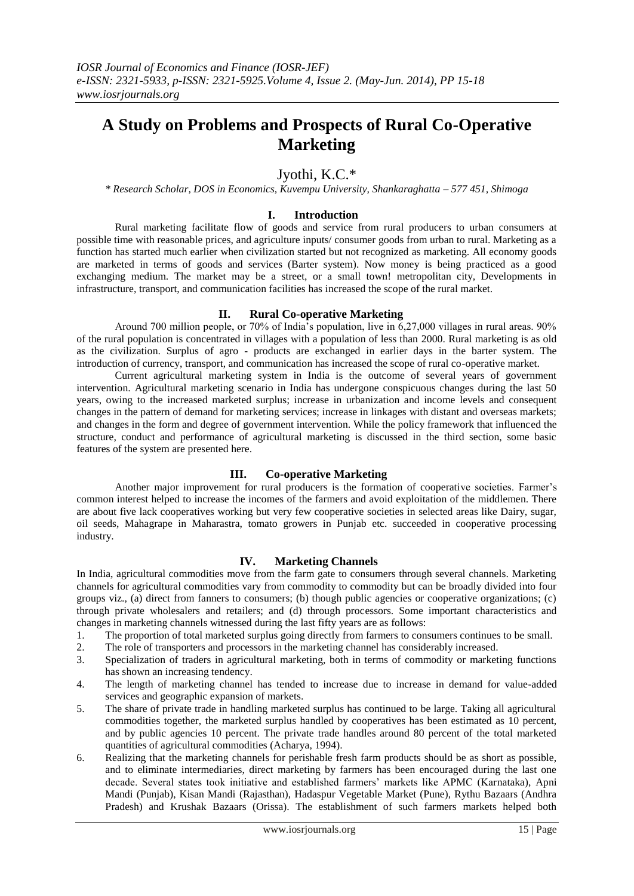# A Study on Problems and Prospects of Rural Co-Operative Marketing

Jyothi, K.C.*

*\* Research Scholar, DOS in Economics, Kuvempu University, Shankaraghatta – 577 451, Shimoga*

## I. Introduction

Rural marketing facilitate flow of goods and service from rural producers to urban consumers at possible time with reasonable prices, and agriculture inputs/ consumer goods from urban to rural. Marketing as a function has started much earlier when civilization started but not recognized as marketing. All economy goods are marketed in terms of goods and services (Barter system). Now money is being practiced as a good exchanging medium. The market may be a street, or a small town! metropolitan city, Developments in infrastructure, transport, and communication facilities has increased the scope of the rural market.

## II. Rural Co-operative Marketing

Around 700 million people, or 70% of India's population, live in 6,27,000 villages in rural areas. 90% of the rural population is concentrated in villages with a population of less than 2000. Rural marketing is as old as the civilization. Surplus of agro - products are exchanged in earlier days in the barter system. The introduction of currency, transport, and communication has increased the scope of rural co-operative market.

Current agricultural marketing system in India is the outcome of several years of government intervention. Agricultural marketing scenario in India has undergone conspicuous changes during the last 50 years, owing to the increased marketed surplus; increase in urbanization and income levels and consequent changes in the pattern of demand for marketing services; increase in linkages with distant and overseas markets; and changes in the form and degree of government intervention. While the policy framework that influenced the structure, conduct and performance of agricultural marketing is discussed in the third section, some basic features of the system are presented here.

## III. Co-operative Marketing

Another major improvement for rural producers is the formation of cooperative societies. Farmer's common interest helped to increase the incomes of the farmers and avoid exploitation of the middlemen. There are about five lack cooperatives working but very few cooperative societies in selected areas like Dairy, sugar, oil seeds, Mahagrape in Maharastra, tomato growers in Punjab etc. succeeded in cooperative processing industry.

## IV. Marketing Channels

In India, agricultural commodities move from the farm gate to consumers through several channels. Marketing channels for agricultural commodities vary from commodity to commodity but can be broadly divided into four groups viz., (a) direct from fanners to consumers; (b) though public agencies or cooperative organizations; (c) through private wholesalers and retailers; and (d) through processors. Some important characteristics and changes in marketing channels witnessed during the last fifty years are as follows:

1. The proportion of total marketed surplus going directly from farmers to consumers continues to be small.
2. The role of transporters and processors in the marketing channel has considerably increased.
3. Specialization of traders in agricultural marketing, both in terms of commodity or marketing functions has shown an increasing tendency.
4. The length of marketing channel has tended to increase due to increase in demand for value-added services and geographic expansion of markets.
5. The share of private trade in handling marketed surplus has continued to be large. Taking all agricultural commodities together, the marketed surplus handled by cooperatives has been estimated as 10 percent, and by public agencies 10 percent. The private trade handles around 80 percent of the total marketed quantities of agricultural commodities (Acharya, 1994).
6. Realizing that the marketing channels for perishable fresh farm products should be as short as possible, and to eliminate intermediaries, direct marketing by farmers has been encouraged during the last one decade. Several states took initiative and established farmers' markets like APMC (Karnataka), Apni Mandi (Punjab), Kisan Mandi (Rajasthan), Hadaspur Vegetable Market (Pune), Rythu Bazaars (Andhra Pradesh) and Krushak Bazaars (Orissa). The establishment of such farmers markets helped both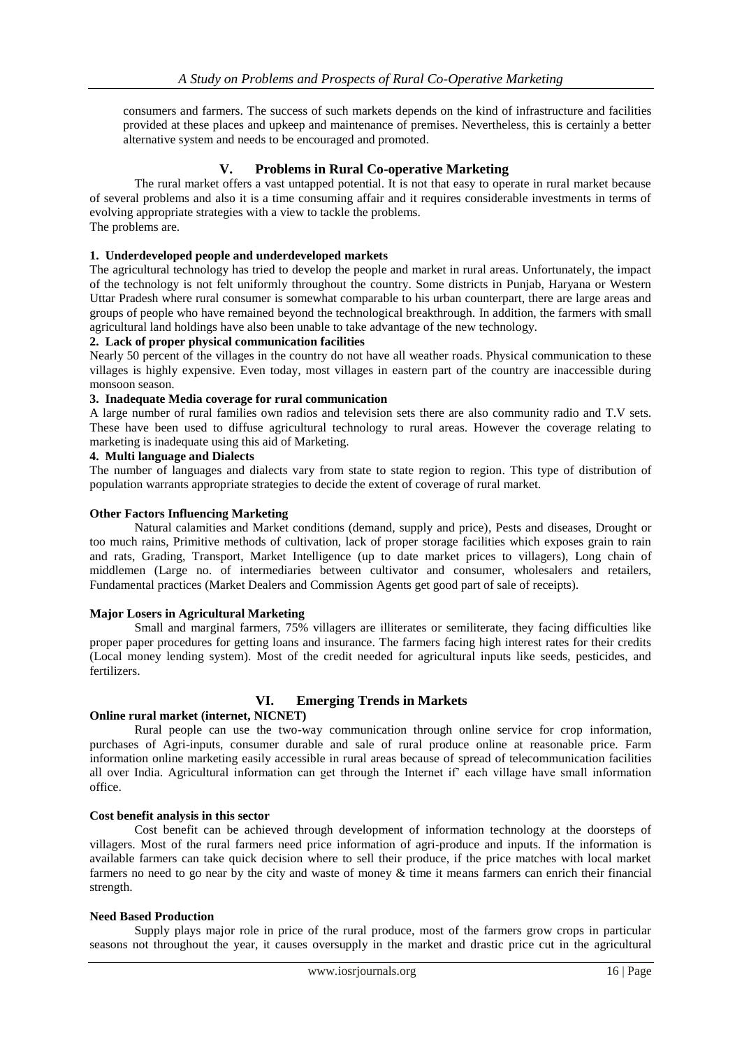consumers and farmers. The success of such markets depends on the kind of infrastructure and facilities provided at these places and upkeep and maintenance of premises. Nevertheless, this is certainly a better alternative system and needs to be encouraged and promoted.

## V. Problems in Rural Co-operative Marketing

The rural market offers a vast untapped potential. It is not that easy to operate in rural market because of several problems and also it is a time consuming affair and it requires considerable investments in terms of evolving appropriate strategies with a view to tackle the problems.
The problems are.

**1. Underdeveloped people and underdeveloped markets**

The agricultural technology has tried to develop the people and market in rural areas. Unfortunately, the impact of the technology is not felt uniformly throughout the country. Some districts in Punjab, Haryana or Western Uttar Pradesh where rural consumer is somewhat comparable to his urban counterpart, there are large areas and groups of people who have remained beyond the technological breakthrough. In addition, the farmers with small agricultural land holdings have also been unable to take advantage of the new technology.

**2. Lack of proper physical communication facilities**

Nearly 50 percent of the villages in the country do not have all weather roads. Physical communication to these villages is highly expensive. Even today, most villages in eastern part of the country are inaccessible during monsoon season.

**3. Inadequate Media coverage for rural communication**

A large number of rural families own radios and television sets there are also community radio and T.V sets. These have been used to diffuse agricultural technology to rural areas. However the coverage relating to marketing is inadequate using this aid of Marketing.

**4. Multi language and Dialects**

The number of languages and dialects vary from state to state region to region. This type of distribution of population warrants appropriate strategies to decide the extent of coverage of rural market.

**Other Factors Influencing Marketing**

Natural calamities and Market conditions (demand, supply and price), Pests and diseases, Drought or too much rains, Primitive methods of cultivation, lack of proper storage facilities which exposes grain to rain and rats, Grading, Transport, Market Intelligence (up to date market prices to villagers), Long chain of middlemen (Large no. of intermediaries between cultivator and consumer, wholesalers and retailers, Fundamental practices (Market Dealers and Commission Agents get good part of sale of receipts).

**Major Losers in Agricultural Marketing**

Small and marginal farmers, 75% villagers are illiterates or semiliterate, they facing difficulties like proper paper procedures for getting loans and insurance. The farmers facing high interest rates for their credits (Local money lending system). Most of the credit needed for agricultural inputs like seeds, pesticides, and fertilizers.

## VI. Emerging Trends in Markets

**Online rural market (internet, NICNET)**

Rural people can use the two-way communication through online service for crop information, purchases of Agri-inputs, consumer durable and sale of rural produce online at reasonable price. Farm information online marketing easily accessible in rural areas because of spread of telecommunication facilities all over India. Agricultural information can get through the Internet if' each village have small information office.

**Cost benefit analysis in this sector**

Cost benefit can be achieved through development of information technology at the doorsteps of villagers. Most of the rural farmers need price information of agri-produce and inputs. If the information is available farmers can take quick decision where to sell their produce, if the price matches with local market farmers no need to go near by the city and waste of money & time it means farmers can enrich their financial strength.

**Need Based Production**

Supply plays major role in price of the rural produce, most of the farmers grow crops in particular seasons not throughout the year, it causes oversupply in the market and drastic price cut in the agricultural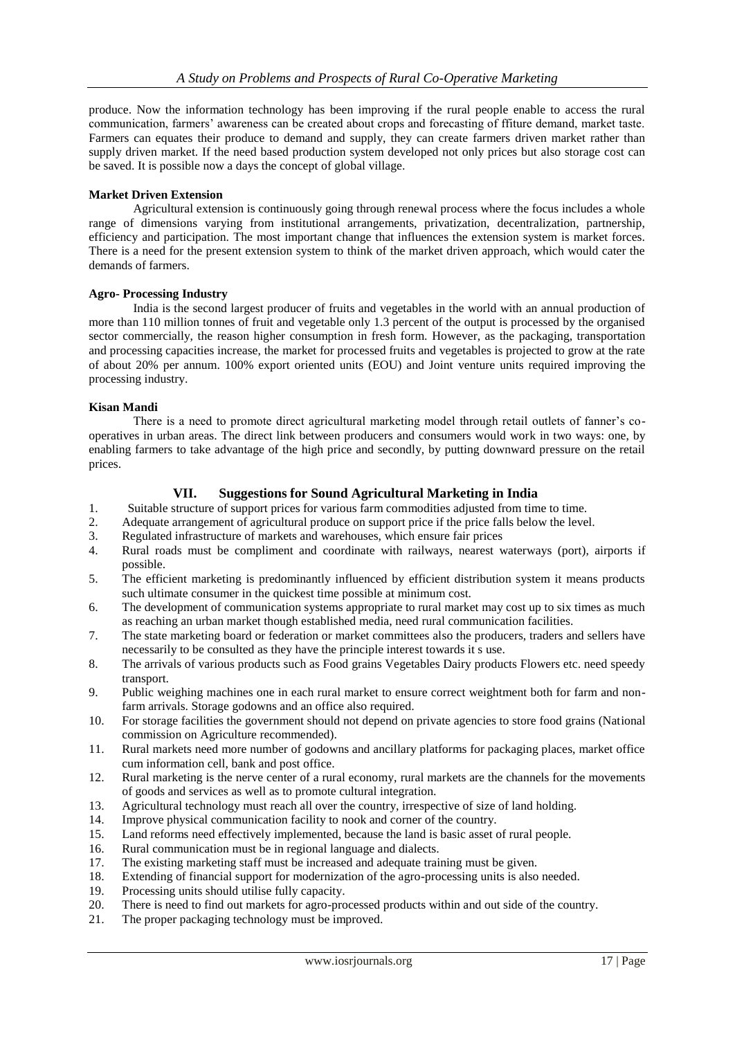produce. Now the information technology has been improving if the rural people enable to access the rural communication, farmers' awareness can be created about crops and forecasting of ffiture demand, market taste. Farmers can equates their produce to demand and supply, they can create farmers driven market rather than supply driven market. If the need based production system developed not only prices but also storage cost can be saved. It is possible now a days the concept of global village.

**Market Driven Extension**

Agricultural extension is continuously going through renewal process where the focus includes a whole range of dimensions varying from institutional arrangements, privatization, decentralization, partnership, efficiency and participation. The most important change that influences the extension system is market forces. There is a need for the present extension system to think of the market driven approach, which would cater the demands of farmers.

**Agro- Processing Industry**

India is the second largest producer of fruits and vegetables in the world with an annual production of more than 110 million tonnes of fruit and vegetable only 1.3 percent of the output is processed by the organised sector commercially, the reason higher consumption in fresh form. However, as the packaging, transportation and processing capacities increase, the market for processed fruits and vegetables is projected to grow at the rate of about 20% per annum. 100% export oriented units (EOU) and Joint venture units required improving the processing industry.

**Kisan Mandi**

There is a need to promote direct agricultural marketing model through retail outlets of fanner's co-operatives in urban areas. The direct link between producers and consumers would work in two ways: one, by enabling farmers to take advantage of the high price and secondly, by putting downward pressure on the retail prices.

## VII. Suggestions for Sound Agricultural Marketing in India

1. Suitable structure of support prices for various farm commodities adjusted from time to time.
2. Adequate arrangement of agricultural produce on support price if the price falls below the level.
3. Regulated infrastructure of markets and warehouses, which ensure fair prices
4. Rural roads must be compliment and coordinate with railways, nearest waterways (port), airports if possible.
5. The efficient marketing is predominantly influenced by efficient distribution system it means products such ultimate consumer in the quickest time possible at minimum cost.
6. The development of communication systems appropriate to rural market may cost up to six times as much as reaching an urban market though established media, need rural communication facilities.
7. The state marketing board or federation or market committees also the producers, traders and sellers have necessarily to be consulted as they have the principle interest towards it s use.
8. The arrivals of various products such as Food grains Vegetables Dairy products Flowers etc. need speedy transport.
9. Public weighing machines one in each rural market to ensure correct weightment both for farm and non-farm arrivals. Storage godowns and an office also required.
10. For storage facilities the government should not depend on private agencies to store food grains (National commission on Agriculture recommended).
11. Rural markets need more number of godowns and ancillary platforms for packaging places, market office cum information cell, bank and post office.
12. Rural marketing is the nerve center of a rural economy, rural markets are the channels for the movements of goods and services as well as to promote cultural integration.
13. Agricultural technology must reach all over the country, irrespective of size of land holding.
14. Improve physical communication facility to nook and corner of the country.
15. Land reforms need effectively implemented, because the land is basic asset of rural people.
16. Rural communication must be in regional language and dialects.
17. The existing marketing staff must be increased and adequate training must be given.
18. Extending of financial support for modernization of the agro-processing units is also needed.
19. Processing units should utilise fully capacity.
20. There is need to find out markets for agro-processed products within and out side of the country.
21. The proper packaging technology must be improved.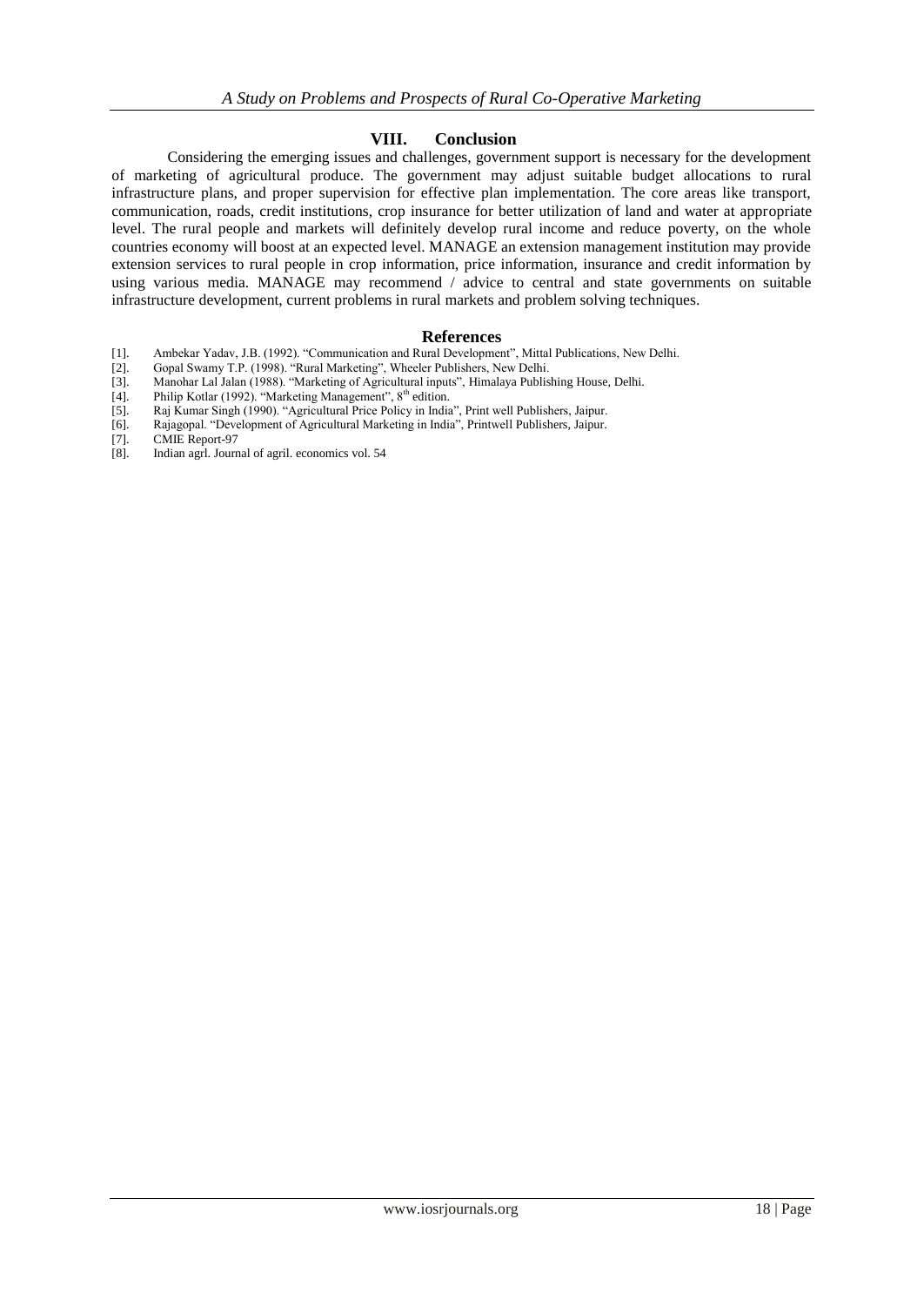## VIII. Conclusion

Considering the emerging issues and challenges, government support is necessary for the development of marketing of agricultural produce. The government may adjust suitable budget allocations to rural infrastructure plans, and proper supervision for effective plan implementation. The core areas like transport, communication, roads, credit institutions, crop insurance for better utilization of land and water at appropriate level. The rural people and markets will definitely develop rural income and reduce poverty, on the whole countries economy will boost at an expected level. MANAGE an extension management institution may provide extension services to rural people in crop information, price information, insurance and credit information by using various media. MANAGE may recommend / advice to central and state governments on suitable infrastructure development, current problems in rural markets and problem solving techniques.

## References

[1]. Ambekar Yadav, J.B. (1992). "Communication and Rural Development", Mittal Publications, New Delhi.
[2]. Gopal Swamy T.P. (1998). "Rural Marketing", Wheeler Publishers, New Delhi.
[3]. Manohar Lal Jalan (1988). "Marketing of Agricultural inputs", Himalaya Publishing House, Delhi.
[4]. Philip Kotlar (1992). "Marketing Management", 8th edition.
[5]. Raj Kumar Singh (1990). "Agricultural Price Policy in India", Print well Publishers, Jaipur.
[6]. Rajagopal. "Development of Agricultural Marketing in India", Printwell Publishers, Jaipur.
[7]. CMIE Report-97
[8]. Indian agrl. Journal of agril. economics vol. 54